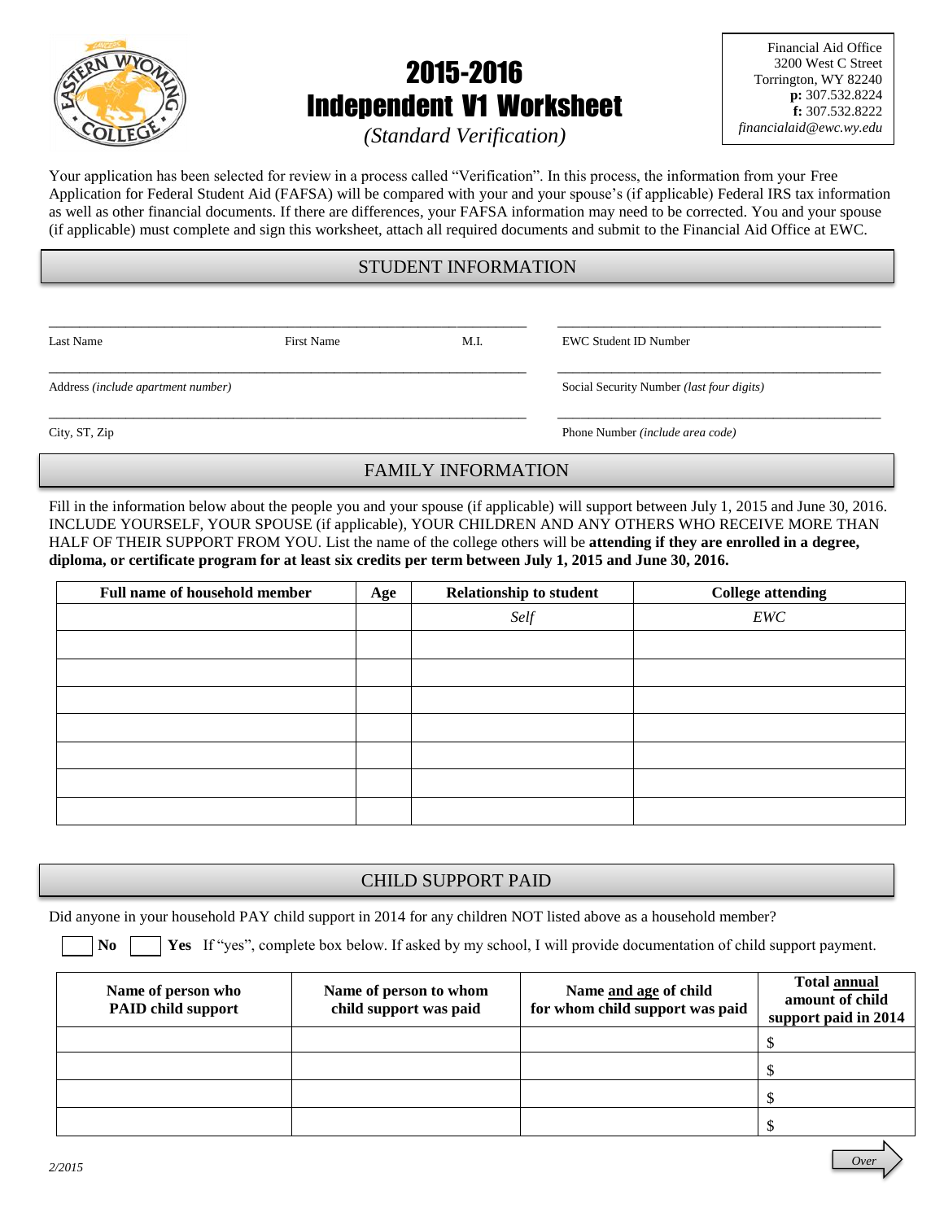# 2015-2016 Independent V1 Worksheet

*(Standard Verification)*

Financial Aid Office
3200 West C Street
Torrington, WY 82240
**p:** 307.532.8224
**f:** 307.532.8222
*financialaid@ewc.wy.edu*

Your application has been selected for review in a process called "Verification". In this process, the information from your Free Application for Federal Student Aid (FAFSA) will be compared with your and your spouse's (if applicable) Federal IRS tax information as well as other financial documents. If there are differences, your FAFSA information may need to be corrected. You and your spouse (if applicable) must complete and sign this worksheet, attach all required documents and submit to the Financial Aid Office at EWC.

## STUDENT INFORMATION

Last Name ______ First Name ______ M.I. ______ EWC Student ID Number ______

Address *(include apartment number)* ______ Social Security Number *(last four digits)* ______

City, ST, Zip ______ Phone Number *(include area code)* ______

## FAMILY INFORMATION

Fill in the information below about the people you and your spouse (if applicable) will support between July 1, 2015 and June 30, 2016. INCLUDE YOURSELF, YOUR SPOUSE (if applicable), YOUR CHILDREN AND ANY OTHERS WHO RECEIVE MORE THAN HALF OF THEIR SUPPORT FROM YOU. List the name of the college others will be **attending if they are enrolled in a degree, diploma, or certificate program for at least six credits per term between July 1, 2015 and June 30, 2016.**

| Full name of household member | Age | Relationship to student | College attending |
|---|---|---|---|
| | | *Self* | *EWC* |
| | | | |
| | | | |
| | | | |
| | | | |
| | | | |
| | | | |
| | | | |

## CHILD SUPPORT PAID

Did anyone in your household PAY child support in 2014 for any children NOT listed above as a household member?

☐ **No** ☐ **Yes** If "yes", complete box below. If asked by my school, I will provide documentation of child support payment.

| Name of person who PAID child support | Name of person to whom child support was paid | Name and age of child for whom child support was paid | Total annual amount of child support paid in 2014 |
|---|---|---|---|
| | | | $ |
| | | | $ |
| | | | $ |
| | | | $ |

2/2015

Over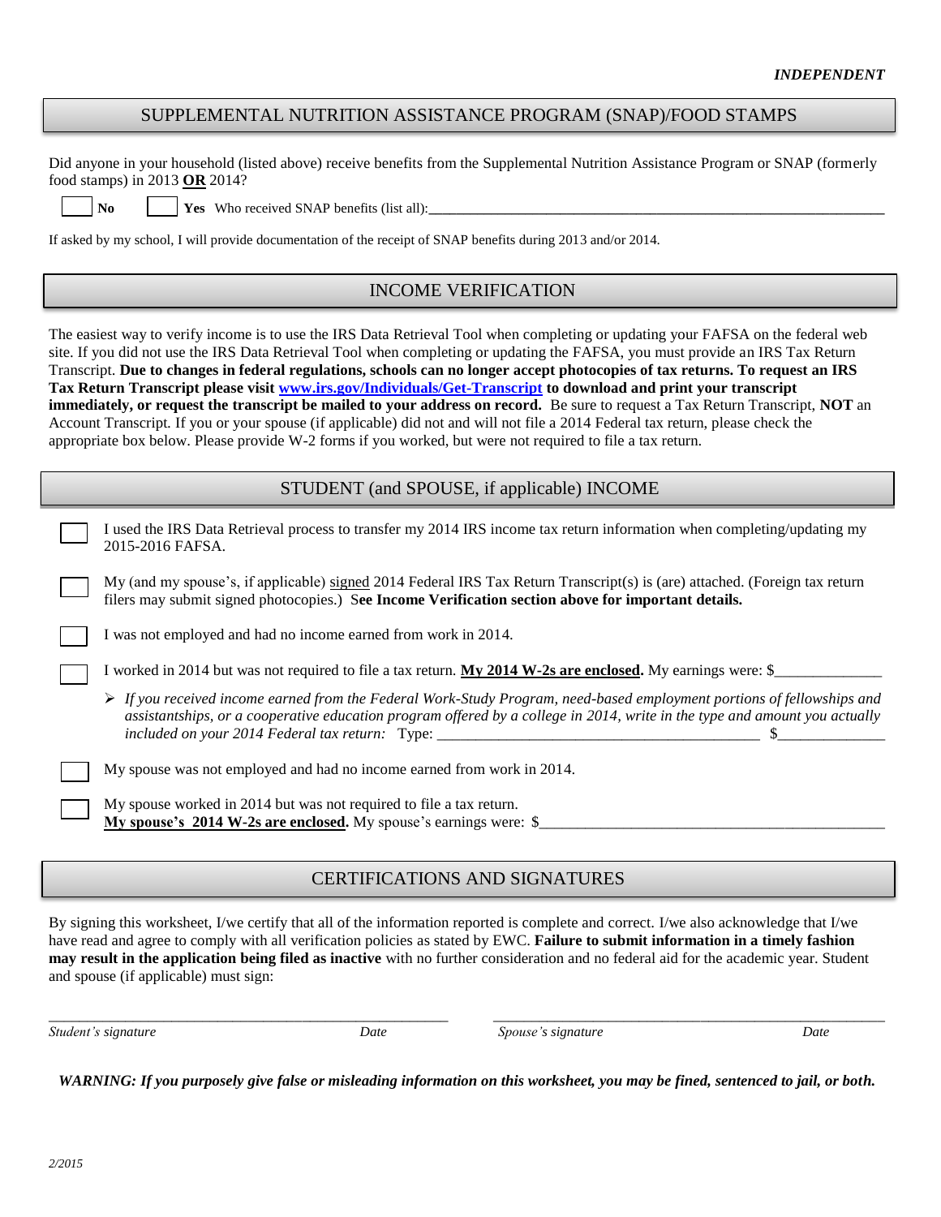*INDEPENDENT*

## SUPPLEMENTAL NUTRITION ASSISTANCE PROGRAM (SNAP)/FOOD STAMPS

Did anyone in your household (listed above) receive benefits from the Supplemental Nutrition Assistance Program or SNAP (formerly food stamps) in 2013 **OR** 2014?

☐ **No** ☐ **Yes** Who received SNAP benefits (list all):______________________________________________

If asked by my school, I will provide documentation of the receipt of SNAP benefits during 2013 and/or 2014.

## INCOME VERIFICATION

The easiest way to verify income is to use the IRS Data Retrieval Tool when completing or updating your FAFSA on the federal web site. If you did not use the IRS Data Retrieval Tool when completing or updating the FAFSA, you must provide an IRS Tax Return Transcript. **Due to changes in federal regulations, schools can no longer accept photocopies of tax returns. To request an IRS Tax Return Transcript please visit www.irs.gov/Individuals/Get-Transcript to download and print your transcript immediately, or request the transcript be mailed to your address on record.** Be sure to request a Tax Return Transcript, **NOT** an Account Transcript. If you or your spouse (if applicable) did not and will not file a 2014 Federal tax return, please check the appropriate box below. Please provide W-2 forms if you worked, but were not required to file a tax return.

## STUDENT (and SPOUSE, if applicable) INCOME

☐ I used the IRS Data Retrieval process to transfer my 2014 IRS income tax return information when completing/updating my 2015-2016 FAFSA.

☐ My (and my spouse's, if applicable) signed 2014 Federal IRS Tax Return Transcript(s) is (are) attached. (Foreign tax return filers may submit signed photocopies.) S**ee Income Verification section above for important details.**

☐ I was not employed and had no income earned from work in 2014.

☐ I worked in 2014 but was not required to file a tax return. **My 2014 W-2s are enclosed.** My earnings were: $______________

- *If you received income earned from the Federal Work-Study Program, need-based employment portions of fellowships and assistantships, or a cooperative education program offered by a college in 2014, write in the type and amount you actually included on your 2014 Federal tax return:* Type: ____________________________________________ $______________

☐ My spouse was not employed and had no income earned from work in 2014.

☐ My spouse worked in 2014 but was not required to file a tax return. **My spouse's 2014 W-2s are enclosed.** My spouse's earnings were: $______________________________________________

## CERTIFICATIONS AND SIGNATURES

By signing this worksheet, I/we certify that all of the information reported is complete and correct. I/we also acknowledge that I/we have read and agree to comply with all verification policies as stated by EWC. **Failure to submit information in a timely fashion may result in the application being filed as inactive** with no further consideration and no federal aid for the academic year. Student and spouse (if applicable) must sign:

______________________________________________ ______________________________________________

*Student's signature* *Date* *Spouse's signature* *Date*

***WARNING: If you purposely give false or misleading information on this worksheet, you may be fined, sentenced to jail, or both.***

*2/2015*